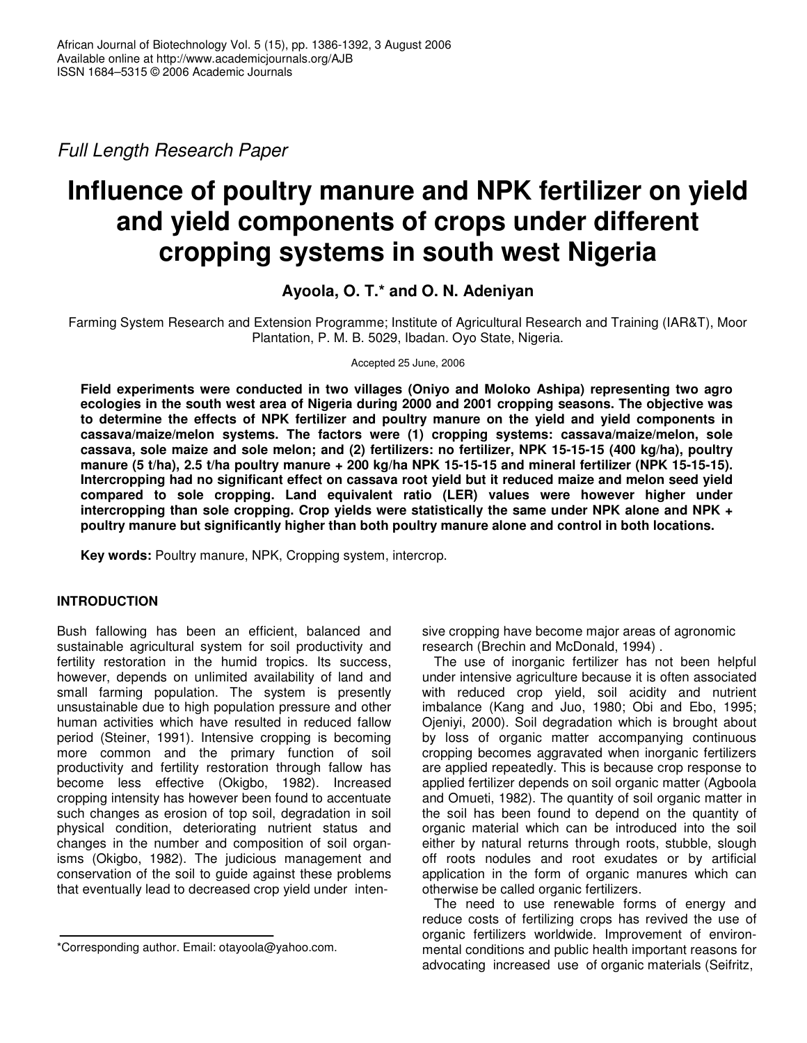*Full Length Research Paper*

# Influence of poultry manure and NPK fertilizer on yield and yield components of crops under different cropping systems in south west Nigeria

**Ayoola, O. T.\* and O. N. Adeniyan**

Farming System Research and Extension Programme; Institute of Agricultural Research and Training (IAR&T), Moor Plantation, P. M. B. 5029, Ibadan. Oyo State, Nigeria.

Accepted 25 June, 2006

**Field experiments were conducted in two villages (Oniyo and Moloko Ashipa) representing two agro ecologies in the south west area of Nigeria during 2000 and 2001 cropping seasons. The objective was to determine the effects of NPK fertilizer and poultry manure on the yield and yield components in cassava/maize/melon systems. The factors were (1) cropping systems: cassava/maize/melon, sole cassava, sole maize and sole melon; and (2) fertilizers: no fertilizer, NPK 15-15-15 (400 kg/ha), poultry manure (5 t/ha), 2.5 t/ha poultry manure + 200 kg/ha NPK 15-15-15 and mineral fertilizer (NPK 15-15-15). Intercropping had no significant effect on cassava root yield but it reduced maize and melon seed yield compared to sole cropping. Land equivalent ratio (LER) values were however higher under intercropping than sole cropping. Crop yields were statistically the same under NPK alone and NPK + poultry manure but significantly higher than both poultry manure alone and control in both locations.**

**Key words:** Poultry manure, NPK, Cropping system, intercrop.

## INTRODUCTION

Bush fallowing has been an efficient, balanced and sustainable agricultural system for soil productivity and fertility restoration in the humid tropics. Its success, however, depends on unlimited availability of land and small farming population. The system is presently unsustainable due to high population pressure and other human activities which have resulted in reduced fallow period (Steiner, 1991). Intensive cropping is becoming more common and the primary function of soil productivity and fertility restoration through fallow has become less effective (Okigbo, 1982). Increased cropping intensity has however been found to accentuate such changes as erosion of top soil, degradation in soil physical condition, deteriorating nutrient status and changes in the number and composition of soil organisms (Okigbo, 1982). The judicious management and conservation of the soil to guide against these problems that eventually lead to decreased crop yield under intensive cropping have become major areas of agronomic research (Brechin and McDonald, 1994) .

The use of inorganic fertilizer has not been helpful under intensive agriculture because it is often associated with reduced crop yield, soil acidity and nutrient imbalance (Kang and Juo, 1980; Obi and Ebo, 1995; Ojeniyi, 2000). Soil degradation which is brought about by loss of organic matter accompanying continuous cropping becomes aggravated when inorganic fertilizers are applied repeatedly. This is because crop response to applied fertilizer depends on soil organic matter (Agboola and Omueti, 1982). The quantity of soil organic matter in the soil has been found to depend on the quantity of organic material which can be introduced into the soil either by natural returns through roots, stubble, slough off roots nodules and root exudates or by artificial application in the form of organic manures which can otherwise be called organic fertilizers.

The need to use renewable forms of energy and reduce costs of fertilizing crops has revived the use of organic fertilizers worldwide. Improvement of environmental conditions and public health important reasons for advocating increased use of organic materials (Seifritz,

\*Corresponding author. Email: otayoola@yahoo.com.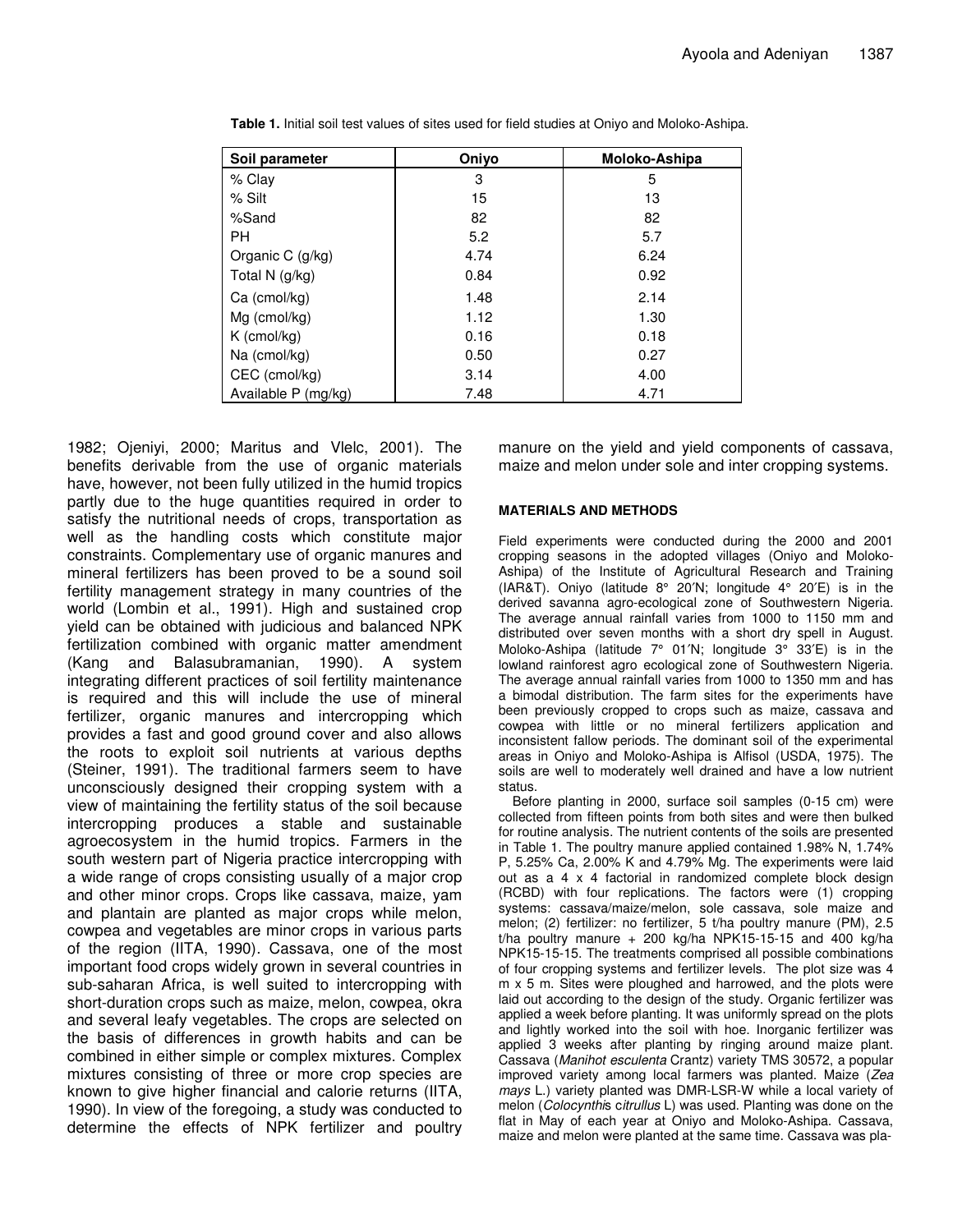**Table 1.** Initial soil test values of sites used for field studies at Oniyo and Moloko-Ashipa.

| Soil parameter | Oniyo | Moloko-Ashipa |
|---|---|---|
| % Clay | 3 | 5 |
| % Silt | 15 | 13 |
| %Sand | 82 | 82 |
| PH | 5.2 | 5.7 |
| Organic C (g/kg) | 4.74 | 6.24 |
| Total N (g/kg) | 0.84 | 0.92 |
| Ca (cmol/kg) | 1.48 | 2.14 |
| Mg (cmol/kg) | 1.12 | 1.30 |
| K (cmol/kg) | 0.16 | 0.18 |
| Na (cmol/kg) | 0.50 | 0.27 |
| CEC (cmol/kg) | 3.14 | 4.00 |
| Available P (mg/kg) | 7.48 | 4.71 |

1982; Ojeniyi, 2000; Maritus and Vlelc, 2001). The benefits derivable from the use of organic materials have, however, not been fully utilized in the humid tropics partly due to the huge quantities required in order to satisfy the nutritional needs of crops, transportation as well as the handling costs which constitute major constraints. Complementary use of organic manures and mineral fertilizers has been proved to be a sound soil fertility management strategy in many countries of the world (Lombin et al., 1991). High and sustained crop yield can be obtained with judicious and balanced NPK fertilization combined with organic matter amendment (Kang and Balasubramanian, 1990). A system integrating different practices of soil fertility maintenance is required and this will include the use of mineral fertilizer, organic manures and intercropping which provides a fast and good ground cover and also allows the roots to exploit soil nutrients at various depths (Steiner, 1991). The traditional farmers seem to have unconsciously designed their cropping system with a view of maintaining the fertility status of the soil because intercropping produces a stable and sustainable agroecosystem in the humid tropics. Farmers in the south western part of Nigeria practice intercropping with a wide range of crops consisting usually of a major crop and other minor crops. Crops like cassava, maize, yam and plantain are planted as major crops while melon, cowpea and vegetables are minor crops in various parts of the region (IITA, 1990). Cassava, one of the most important food crops widely grown in several countries in sub-saharan Africa, is well suited to intercropping with short-duration crops such as maize, melon, cowpea, okra and several leafy vegetables. The crops are selected on the basis of differences in growth habits and can be combined in either simple or complex mixtures. Complex mixtures consisting of three or more crop species are known to give higher financial and calorie returns (IITA, 1990). In view of the foregoing, a study was conducted to determine the effects of NPK fertilizer and poultry manure on the yield and yield components of cassava, maize and melon under sole and inter cropping systems.

## MATERIALS AND METHODS

Field experiments were conducted during the 2000 and 2001 cropping seasons in the adopted villages (Oniyo and Moloko-Ashipa) of the Institute of Agricultural Research and Training (IAR&T). Oniyo (latitude 8° 20′N; longitude 4° 20′E) is in the derived savanna agro-ecological zone of Southwestern Nigeria. The average annual rainfall varies from 1000 to 1150 mm and distributed over seven months with a short dry spell in August. Moloko-Ashipa (latitude 7° 01′N; longitude 3° 33′E) is in the lowland rainforest agro ecological zone of Southwestern Nigeria. The average annual rainfall varies from 1000 to 1350 mm and has a bimodal distribution. The farm sites for the experiments have been previously cropped to crops such as maize, cassava and cowpea with little or no mineral fertilizers application and inconsistent fallow periods. The dominant soil of the experimental areas in Oniyo and Moloko-Ashipa is Alfisol (USDA, 1975). The soils are well to moderately well drained and have a low nutrient status.

Before planting in 2000, surface soil samples (0-15 cm) were collected from fifteen points from both sites and were then bulked for routine analysis. The nutrient contents of the soils are presented in Table 1. The poultry manure applied contained 1.98% N, 1.74% P, 5.25% Ca, 2.00% K and 4.79% Mg. The experiments were laid out as a 4 x 4 factorial in randomized complete block design (RCBD) with four replications. The factors were (1) cropping systems: cassava/maize/melon, sole cassava, sole maize and melon; (2) fertilizer: no fertilizer, 5 t/ha poultry manure (PM), 2.5 t/ha poultry manure + 200 kg/ha NPK15-15-15 and 400 kg/ha NPK15-15-15. The treatments comprised all possible combinations of four cropping systems and fertilizer levels. The plot size was 4 m x 5 m. Sites were ploughed and harrowed, and the plots were laid out according to the design of the study. Organic fertilizer was applied a week before planting. It was uniformly spread on the plots and lightly worked into the soil with hoe. Inorganic fertilizer was applied 3 weeks after planting by ringing around maize plant. Cassava (*Manihot esculenta* Crantz) variety TMS 30572, a popular improved variety among local farmers was planted. Maize (*Zea mays* L.) variety planted was DMR-LSR-W while a local variety of melon (*Colocynthis citrullus* L) was used. Planting was done on the flat in May of each year at Oniyo and Moloko-Ashipa. Cassava, maize and melon were planted at the same time. Cassava was pla-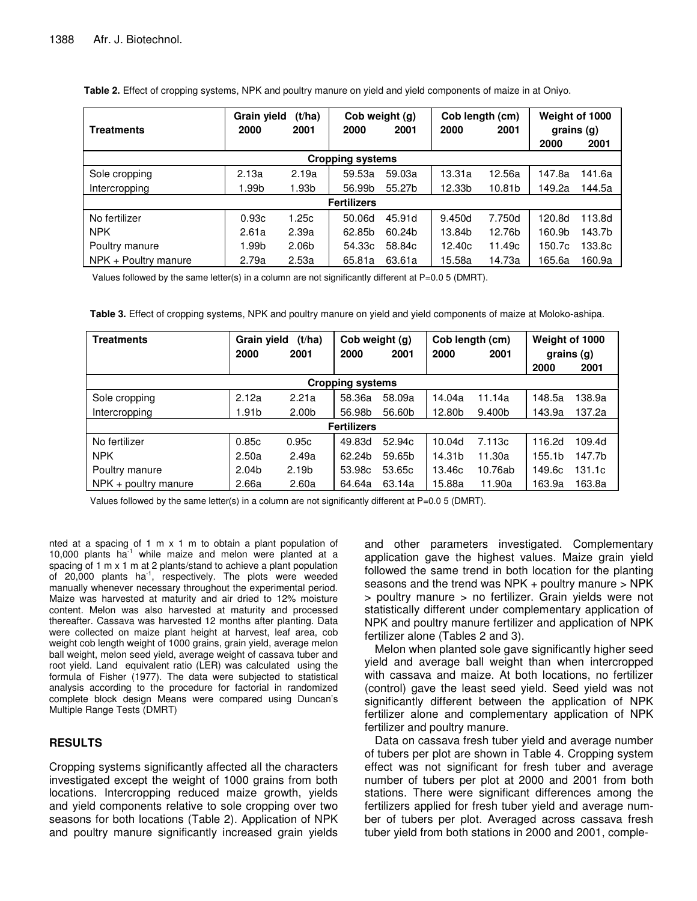**Table 2.** Effect of cropping systems, NPK and poultry manure on yield and yield components of maize in at Oniyo.

| Treatments | Grain yield (t/ha) | | Cob weight (g) | | Cob length (cm) | | Weight of 1000 grains (g) | |
|---|---|---|---|---|---|---|---|---|
| | 2000 | 2001 | 2000 | 2001 | 2000 | 2001 | 2000 | 2001 |
| **Cropping systems** | | | | | | | | |
| Sole cropping | 2.13a | 2.19a | 59.53a | 59.03a | 13.31a | 12.56a | 147.8a | 141.6a |
| Intercropping | 1.99b | 1.93b | 56.99b | 55.27b | 12.33b | 10.81b | 149.2a | 144.5a |
| **Fertilizers** | | | | | | | | |
| No fertilizer | 0.93c | 1.25c | 50.06d | 45.91d | 9.450d | 7.750d | 120.8d | 113.8d |
| NPK | 2.61a | 2.39a | 62.85b | 60.24b | 13.84b | 12.76b | 160.9b | 143.7b |
| Poultry manure | 1.99b | 2.06b | 54.33c | 58.84c | 12.40c | 11.49c | 150.7c | 133.8c |
| NPK + Poultry manure | 2.79a | 2.53a | 65.81a | 63.61a | 15.58a | 14.73a | 165.6a | 160.9a |

Values followed by the same letter(s) in a column are not significantly different at P=0.0 5 (DMRT).

**Table 3.** Effect of cropping systems, NPK and poultry manure on yield and yield components of maize at Moloko-ashipa.

| Treatments | Grain yield (t/ha) | | Cob weight (g) | | Cob length (cm) | | Weight of 1000 grains (g) | |
|---|---|---|---|---|---|---|---|---|
| | 2000 | 2001 | 2000 | 2001 | 2000 | 2001 | 2000 | 2001 |
| **Cropping systems** | | | | | | | | |
| Sole cropping | 2.12a | 2.21a | 58.36a | 58.09a | 14.04a | 11.14a | 148.5a | 138.9a |
| Intercropping | 1.91b | 2.00b | 56.98b | 56.60b | 12.80b | 9.400b | 143.9a | 137.2a |
| **Fertilizers** | | | | | | | | |
| No fertilizer | 0.85c | 0.95c | 49.83d | 52.94c | 10.04d | 7.113c | 116.2d | 109.4d |
| NPK | 2.50a | 2.49a | 62.24b | 59.65b | 14.31b | 11.30a | 155.1b | 147.7b |
| Poultry manure | 2.04b | 2.19b | 53.98c | 53.65c | 13.46c | 10.76ab | 149.6c | 131.1c |
| NPK + poultry manure | 2.66a | 2.60a | 64.64a | 63.14a | 15.88a | 11.90a | 163.9a | 163.8a |

Values followed by the same letter(s) in a column are not significantly different at P=0.0 5 (DMRT).

nted at a spacing of 1 m x 1 m to obtain a plant population of 10,000 plants ha$^{-1}$ while maize and melon were planted at a spacing of 1 m x 1 m at 2 plants/stand to achieve a plant population of 20,000 plants ha$^{-1}$, respectively. The plots were weeded manually whenever necessary throughout the experimental period. Maize was harvested at maturity and air dried to 12% moisture content. Melon was also harvested at maturity and processed thereafter. Cassava was harvested 12 months after planting. Data were collected on maize plant height at harvest, leaf area, cob weight cob length weight of 1000 grains, grain yield, average melon ball weight, melon seed yield, average weight of cassava tuber and root yield. Land equivalent ratio (LER) was calculated using the formula of Fisher (1977). The data were subjected to statistical analysis according to the procedure for factorial in randomized complete block design Means were compared using Duncan's Multiple Range Tests (DMRT)

## RESULTS

Cropping systems significantly affected all the characters investigated except the weight of 1000 grains from both locations. Intercropping reduced maize growth, yields and yield components relative to sole cropping over two seasons for both locations (Table 2). Application of NPK and poultry manure significantly increased grain yields and other parameters investigated. Complementary application gave the highest values. Maize grain yield followed the same trend in both location for the planting seasons and the trend was NPK + poultry manure > NPK > poultry manure > no fertilizer. Grain yields were not statistically different under complementary application of NPK and poultry manure fertilizer and application of NPK fertilizer alone (Tables 2 and 3).

Melon when planted sole gave significantly higher seed yield and average ball weight than when intercropped with cassava and maize. At both locations, no fertilizer (control) gave the least seed yield. Seed yield was not significantly different between the application of NPK fertilizer alone and complementary application of NPK fertilizer and poultry manure.

Data on cassava fresh tuber yield and average number of tubers per plot are shown in Table 4. Cropping system effect was not significant for fresh tuber and average number of tubers per plot at 2000 and 2001 from both stations. There were significant differences among the fertilizers applied for fresh tuber yield and average number of tubers per plot. Averaged across cassava fresh tuber yield from both stations in 2000 and 2001, comple-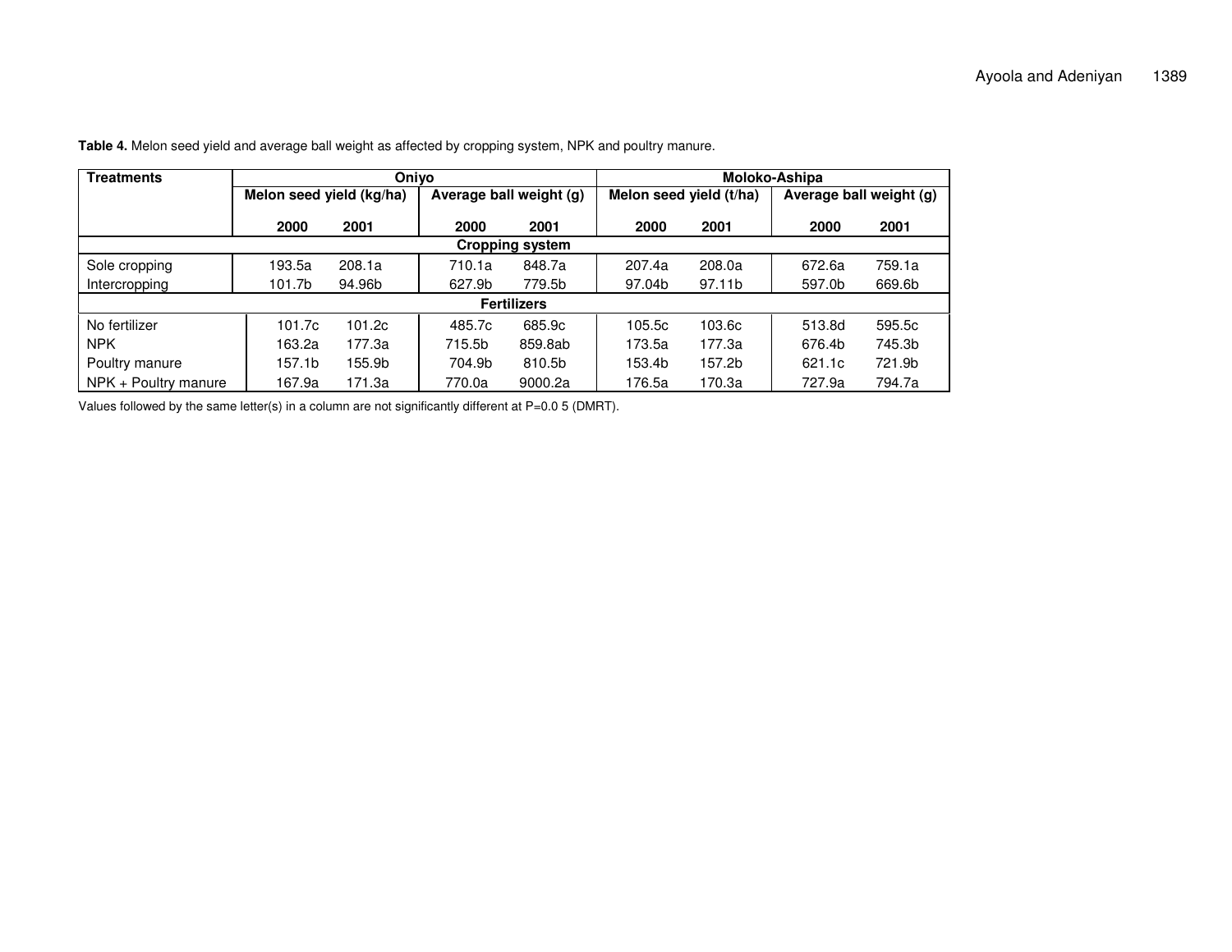**Table 4.** Melon seed yield and average ball weight as affected by cropping system, NPK and poultry manure.

| Treatments | Oniyo | | | | Moloko-Ashipa | | | |
|---|---|---|---|---|---|---|---|---|
| | Melon seed yield (kg/ha) | | Average ball weight (g) | | Melon seed yield (t/ha) | | Average ball weight (g) | |
| | 2000 | 2001 | 2000 | 2001 | 2000 | 2001 | 2000 | 2001 |
| **Cropping system** | | | | | | | | |
| Sole cropping | 193.5a | 208.1a | 710.1a | 848.7a | 207.4a | 208.0a | 672.6a | 759.1a |
| Intercropping | 101.7b | 94.96b | 627.9b | 779.5b | 97.04b | 97.11b | 597.0b | 669.6b |
| **Fertilizers** | | | | | | | | |
| No fertilizer | 101.7c | 101.2c | 485.7c | 685.9c | 105.5c | 103.6c | 513.8d | 595.5c |
| NPK | 163.2a | 177.3a | 715.5b | 859.8ab | 173.5a | 177.3a | 676.4b | 745.3b |
| Poultry manure | 157.1b | 155.9b | 704.9b | 810.5b | 153.4b | 157.2b | 621.1c | 721.9b |
| NPK + Poultry manure | 167.9a | 171.3a | 770.0a | 9000.2a | 176.5a | 170.3a | 727.9a | 794.7a |

Values followed by the same letter(s) in a column are not significantly different at P=0.0 5 (DMRT).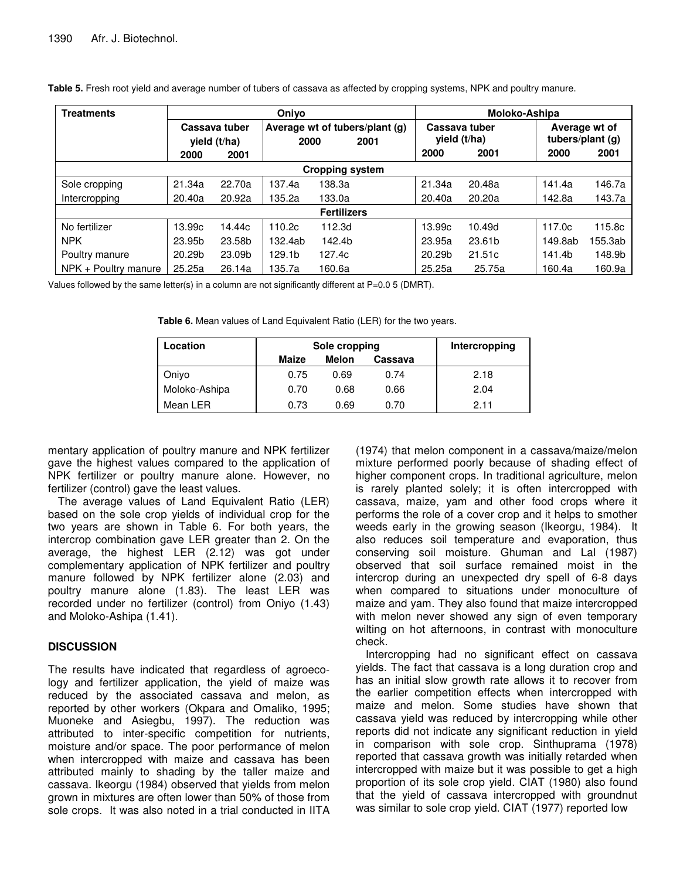**Table 5.** Fresh root yield and average number of tubers of cassava as affected by cropping systems, NPK and poultry manure.

| Treatments | Oniyo | | | | Moloko-Ashipa | | | |
|---|---|---|---|---|---|---|---|---|
| | Cassava tuber yield (t/ha) | | Average wt of tubers/plant (g) | | Cassava tuber yield (t/ha) | | Average wt of tubers/plant (g) | |
| | 2000 | 2001 | 2000 | 2001 | 2000 | 2001 | 2000 | 2001 |
| **Cropping system** | | | | | | | | |
| Sole cropping | 21.34a | 22.70a | 137.4a | 138.3a | 21.34a | 20.48a | 141.4a | 146.7a |
| Intercropping | 20.40a | 20.92a | 135.2a | 133.0a | 20.40a | 20.20a | 142.8a | 143.7a |
| **Fertilizers** | | | | | | | | |
| No fertilizer | 13.99c | 14.44c | 110.2c | 112.3d | 13.99c | 10.49d | 117.0c | 115.8c |
| NPK | 23.95b | 23.58b | 132.4ab | 142.4b | 23.95a | 23.61b | 149.8ab | 155.3ab |
| Poultry manure | 20.29b | 23.09b | 129.1b | 127.4c | 20.29b | 21.51c | 141.4b | 148.9b |
| NPK + Poultry manure | 25.25a | 26.14a | 135.7a | 160.6a | 25.25a | 25.75a | 160.4a | 160.9a |

Values followed by the same letter(s) in a column are not significantly different at P=0.0 5 (DMRT).

**Table 6.** Mean values of Land Equivalent Ratio (LER) for the two years.

| Location | Sole cropping | | | Intercropping |
|---|---|---|---|---|
| | Maize | Melon | Cassava | |
| Oniyo | 0.75 | 0.69 | 0.74 | 2.18 |
| Moloko-Ashipa | 0.70 | 0.68 | 0.66 | 2.04 |
| Mean LER | 0.73 | 0.69 | 0.70 | 2.11 |

mentary application of poultry manure and NPK fertilizer gave the highest values compared to the application of NPK fertilizer or poultry manure alone. However, no fertilizer (control) gave the least values.

The average values of Land Equivalent Ratio (LER) based on the sole crop yields of individual crop for the two years are shown in Table 6. For both years, the intercrop combination gave LER greater than 2. On the average, the highest LER (2.12) was got under complementary application of NPK fertilizer and poultry manure followed by NPK fertilizer alone (2.03) and poultry manure alone (1.83). The least LER was recorded under no fertilizer (control) from Oniyo (1.43) and Moloko-Ashipa (1.41).

## DISCUSSION

The results have indicated that regardless of agroecology and fertilizer application, the yield of maize was reduced by the associated cassava and melon, as reported by other workers (Okpara and Omaliko, 1995; Muoneke and Asiegbu, 1997). The reduction was attributed to inter-specific competition for nutrients, moisture and/or space. The poor performance of melon when intercropped with maize and cassava has been attributed mainly to shading by the taller maize and cassava. Ikeorgu (1984) observed that yields from melon grown in mixtures are often lower than 50% of those from sole crops. It was also noted in a trial conducted in IITA (1974) that melon component in a cassava/maize/melon mixture performed poorly because of shading effect of higher component crops. In traditional agriculture, melon is rarely planted solely; it is often intercropped with cassava, maize, yam and other food crops where it performs the role of a cover crop and it helps to smother weeds early in the growing season (Ikeorgu, 1984). It also reduces soil temperature and evaporation, thus conserving soil moisture. Ghuman and Lal (1987) observed that soil surface remained moist in the intercrop during an unexpected dry spell of 6-8 days when compared to situations under monoculture of maize and yam. They also found that maize intercropped with melon never showed any sign of even temporary wilting on hot afternoons, in contrast with monoculture check.

Intercropping had no significant effect on cassava yields. The fact that cassava is a long duration crop and has an initial slow growth rate allows it to recover from the earlier competition effects when intercropped with maize and melon. Some studies have shown that cassava yield was reduced by intercropping while other reports did not indicate any significant reduction in yield in comparison with sole crop. Sinthuprama (1978) reported that cassava growth was initially retarded when intercropped with maize but it was possible to get a high proportion of its sole crop yield. CIAT (1980) also found that the yield of cassava intercropped with groundnut was similar to sole crop yield. CIAT (1977) reported low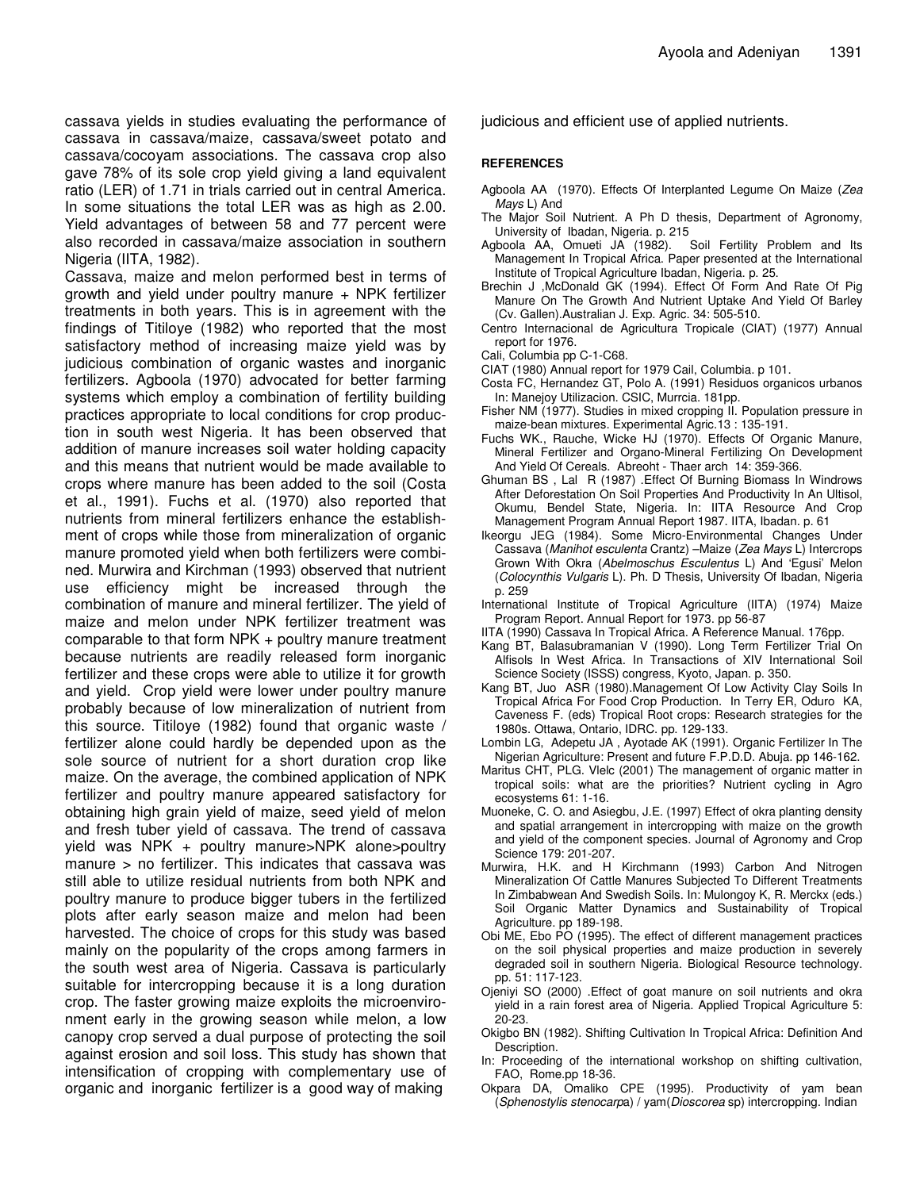cassava yields in studies evaluating the performance of cassava in cassava/maize, cassava/sweet potato and cassava/cocoyam associations. The cassava crop also gave 78% of its sole crop yield giving a land equivalent ratio (LER) of 1.71 in trials carried out in central America. In some situations the total LER was as high as 2.00. Yield advantages of between 58 and 77 percent were also recorded in cassava/maize association in southern Nigeria (IITA, 1982).

Cassava, maize and melon performed best in terms of growth and yield under poultry manure + NPK fertilizer treatments in both years. This is in agreement with the findings of Titiloye (1982) who reported that the most satisfactory method of increasing maize yield was by judicious combination of organic wastes and inorganic fertilizers. Agboola (1970) advocated for better farming systems which employ a combination of fertility building practices appropriate to local conditions for crop production in south west Nigeria. It has been observed that addition of manure increases soil water holding capacity and this means that nutrient would be made available to crops where manure has been added to the soil (Costa et al., 1991). Fuchs et al. (1970) also reported that nutrients from mineral fertilizers enhance the establishment of crops while those from mineralization of organic manure promoted yield when both fertilizers were combined. Murwira and Kirchman (1993) observed that nutrient use efficiency might be increased through the combination of manure and mineral fertilizer. The yield of maize and melon under NPK fertilizer treatment was comparable to that form NPK + poultry manure treatment because nutrients are readily released form inorganic fertilizer and these crops were able to utilize it for growth and yield. Crop yield were lower under poultry manure probably because of low mineralization of nutrient from this source. Titiloye (1982) found that organic waste / fertilizer alone could hardly be depended upon as the sole source of nutrient for a short duration crop like maize. On the average, the combined application of NPK fertilizer and poultry manure appeared satisfactory for obtaining high grain yield of maize, seed yield of melon and fresh tuber yield of cassava. The trend of cassava yield was NPK + poultry manure>NPK alone>poultry manure > no fertilizer. This indicates that cassava was still able to utilize residual nutrients from both NPK and poultry manure to produce bigger tubers in the fertilized plots after early season maize and melon had been harvested. The choice of crops for this study was based mainly on the popularity of the crops among farmers in the south west area of Nigeria. Cassava is particularly suitable for intercropping because it is a long duration crop. The faster growing maize exploits the microenvironment early in the growing season while melon, a low canopy crop served a dual purpose of protecting the soil against erosion and soil loss. This study has shown that intensification of cropping with complementary use of organic and inorganic fertilizer is a good way of making judicious and efficient use of applied nutrients.

#### REFERENCES

Agboola AA (1970). Effects Of Interplanted Legume On Maize (*Zea Mays* L) And

The Major Soil Nutrient. A Ph D thesis, Department of Agronomy, University of Ibadan, Nigeria. p. 215

Agboola AA, Omueti JA (1982). Soil Fertility Problem and Its Management In Tropical Africa. Paper presented at the International Institute of Tropical Agriculture Ibadan, Nigeria. p. 25.

Brechin J ,McDonald GK (1994). Effect Of Form And Rate Of Pig Manure On The Growth And Nutrient Uptake And Yield Of Barley (Cv. Gallen).Australian J. Exp. Agric. 34: 505-510.

Centro Internacional de Agricultura Tropicale (CIAT) (1977) Annual report for 1976.

Cali, Columbia pp C-1-C68.

CIAT (1980) Annual report for 1979 Cail, Columbia. p 101.

Costa FC, Hernandez GT, Polo A. (1991) Residuos organicos urbanos In: Manejoy Utilizacion. CSIC, Murrcia. 181pp.

Fisher NM (1977). Studies in mixed cropping II. Population pressure in maize-bean mixtures. Experimental Agric.13 : 135-191.

Fuchs WK., Rauche, Wicke HJ (1970). Effects Of Organic Manure, Mineral Fertilizer and Organo-Mineral Fertilizing On Development And Yield Of Cereals. Abreoht - Thaer arch 14: 359-366.

Ghuman BS , Lal R (1987) .Effect Of Burning Biomass In Windrows After Deforestation On Soil Properties And Productivity In An Ultisol, Okumu, Bendel State, Nigeria. In: IITA Resource And Crop Management Program Annual Report 1987. IITA, Ibadan. p. 61

Ikeorgu JEG (1984). Some Micro-Environmental Changes Under Cassava (*Manihot esculenta* Crantz) –Maize (*Zea Mays* L) Intercrops Grown With Okra (*Abelmoschus Esculentus* L) And 'Egusi' Melon (*Colocynthis Vulgaris* L). Ph. D Thesis, University Of Ibadan, Nigeria p. 259

International Institute of Tropical Agriculture (IITA) (1974) Maize Program Report. Annual Report for 1973. pp 56-87

IITA (1990) Cassava In Tropical Africa. A Reference Manual. 176pp.

Kang BT, Balasubramanian V (1990). Long Term Fertilizer Trial On Alfisols In West Africa. In Transactions of XIV International Soil Science Society (ISSS) congress, Kyoto, Japan. p. 350.

Kang BT, Juo ASR (1980).Management Of Low Activity Clay Soils In Tropical Africa For Food Crop Production. In Terry ER, Oduro KA, Caveness F. (eds) Tropical Root crops: Research strategies for the 1980s. Ottawa, Ontario, IDRC. pp. 129-133.

Lombin LG, Adepetu JA , Ayotade AK (1991). Organic Fertilizer In The Nigerian Agriculture: Present and future F.P.D.D. Abuja. pp 146-162.

Maritus CHT, PLG. Vlelc (2001) The management of organic matter in tropical soils: what are the priorities? Nutrient cycling in Agro ecosystems 61: 1-16.

Muoneke, C. O. and Asiegbu, J.E. (1997) Effect of okra planting density and spatial arrangement in intercropping with maize on the growth and yield of the component species. Journal of Agronomy and Crop Science 179: 201-207.

Murwira, H.K. and H Kirchmann (1993) Carbon And Nitrogen Mineralization Of Cattle Manures Subjected To Different Treatments In Zimbabwean And Swedish Soils. In: Mulongoy K, R. Merckx (eds.) Soil Organic Matter Dynamics and Sustainability of Tropical Agriculture. pp 189-198.

Obi ME, Ebo PO (1995). The effect of different management practices on the soil physical properties and maize production in severely degraded soil in southern Nigeria. Biological Resource technology. pp. 51: 117-123.

Ojeniyi SO (2000) .Effect of goat manure on soil nutrients and okra yield in a rain forest area of Nigeria. Applied Tropical Agriculture 5: 20-23.

Okigbo BN (1982). Shifting Cultivation In Tropical Africa: Definition And Description.

In: Proceeding of the international workshop on shifting cultivation, FAO, Rome.pp 18-36.

Okpara DA, Omaliko CPE (1995). Productivity of yam bean (*Sphenostylis stenocarpa*) / yam(*Dioscorea* sp) intercropping. Indian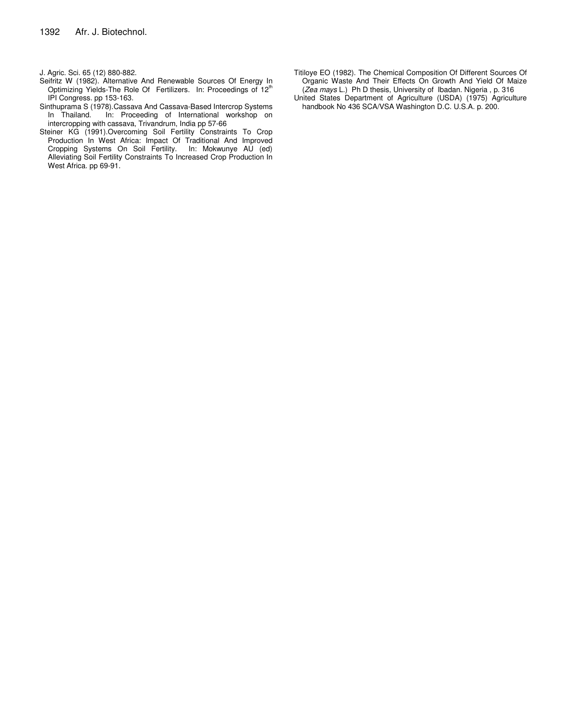J. Agric. Sci. 65 (12) 880-882.

Seifritz W (1982). Alternative And Renewable Sources Of Energy In Optimizing Yields-The Role Of Fertilizers. In: Proceedings of 12th IPI Congress. pp 153-163.

Sinthuprama S (1978).Cassava And Cassava-Based Intercrop Systems In Thailand. In: Proceeding of International workshop on intercropping with cassava, Trivandrum, India pp 57-66

Steiner KG (1991).Overcoming Soil Fertility Constraints To Crop Production In West Africa: Impact Of Traditional And Improved Cropping Systems On Soil Fertility. In: Mokwunye AU (ed) Alleviating Soil Fertility Constraints To Increased Crop Production In West Africa. pp 69-91.

Titiloye EO (1982). The Chemical Composition Of Different Sources Of Organic Waste And Their Effects On Growth And Yield Of Maize (*Zea mays* L.) Ph D thesis, University of Ibadan. Nigeria , p. 316

United States Department of Agriculture (USDA) (1975) Agriculture handbook No 436 SCA/VSA Washington D.C. U.S.A. p. 200.